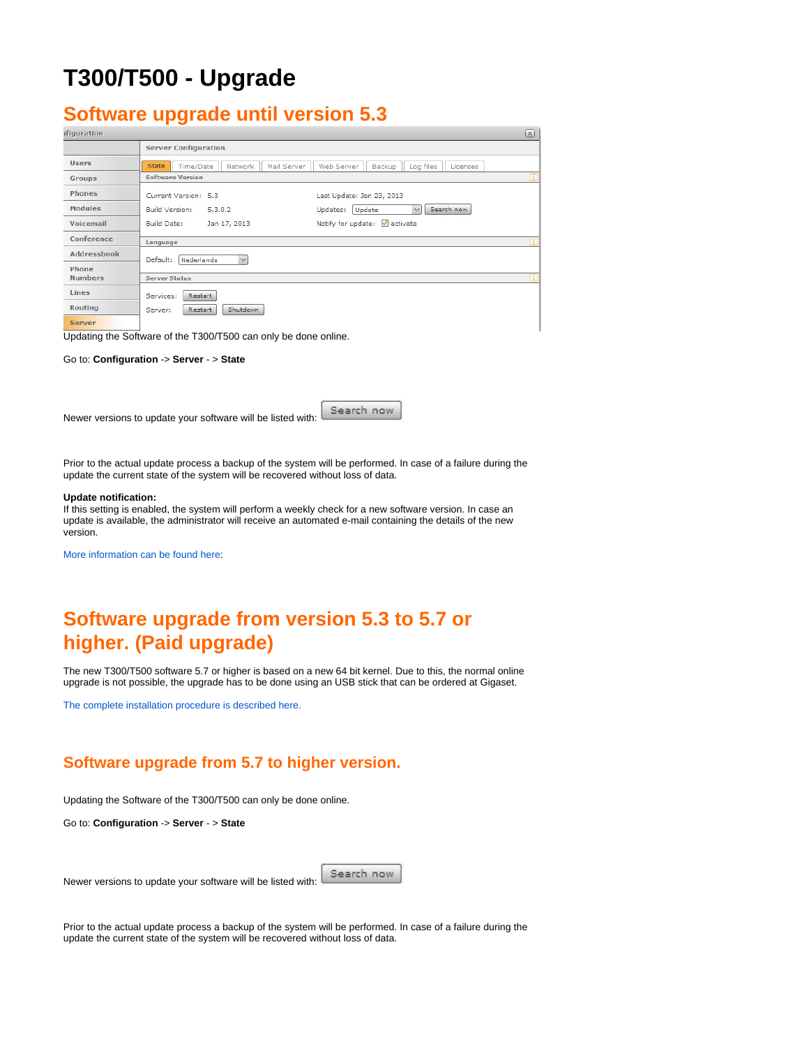# T300/T500 - Upgrade

## Software upgrade until version 5.3

Updating the Software of the T300/T500 can only be done online.

Go to: **Configuration** -> **Server** - > **State**

Newer versions to update your software will be listed with: Search now

Prior to the actual update process a backup of the system will be performed. In case of a failure during the update the current state of the system will be recovered without loss of data.

**Update notification:**
If this setting is enabled, the system will perform a weekly check for a new software version. In case an update is available, the administrator will receive an automated e-mail containing the details of the new version.

More information can be found here:

## Software upgrade from version 5.3 to 5.7 or higher. (Paid upgrade)

The new T300/T500 software 5.7 or higher is based on a new 64 bit kernel. Due to this, the normal online upgrade is not possible, the upgrade has to be done using an USB stick that can be ordered at Gigaset.

The complete installation procedure is described here.

### Software upgrade from 5.7 to higher version.

Updating the Software of the T300/T500 can only be done online.

Go to: **Configuration** -> **Server** - > **State**

Newer versions to update your software will be listed with: Search now

Prior to the actual update process a backup of the system will be performed. In case of a failure during the update the current state of the system will be recovered without loss of data.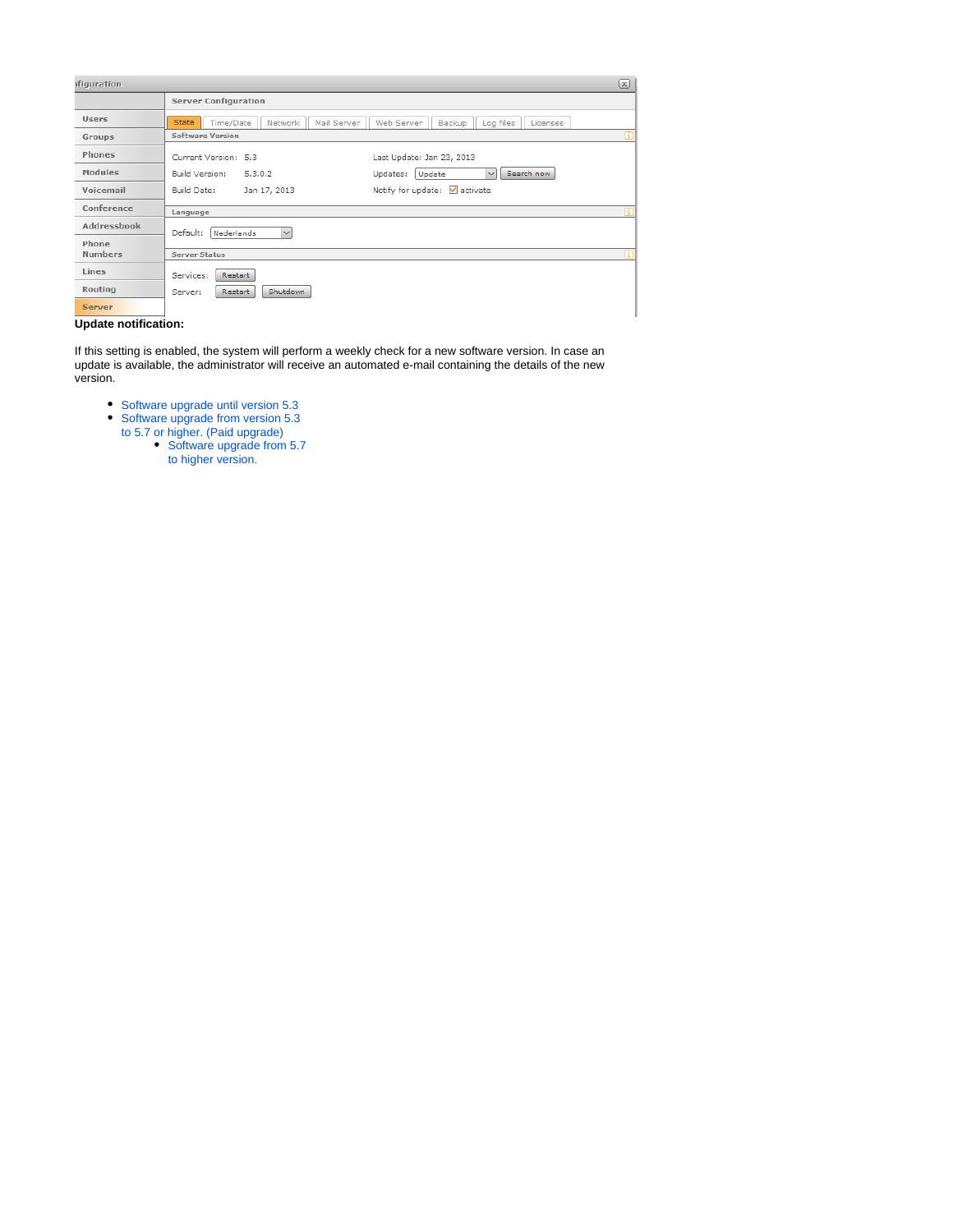**Update notification:**

If this setting is enabled, the system will perform a weekly check for a new software version. In case an update is available, the administrator will receive an automated e-mail containing the details of the new version.

- Software upgrade until version 5.3
- Software upgrade from version 5.3 to 5.7 or higher. (Paid upgrade)
    - Software upgrade from 5.7 to higher version.